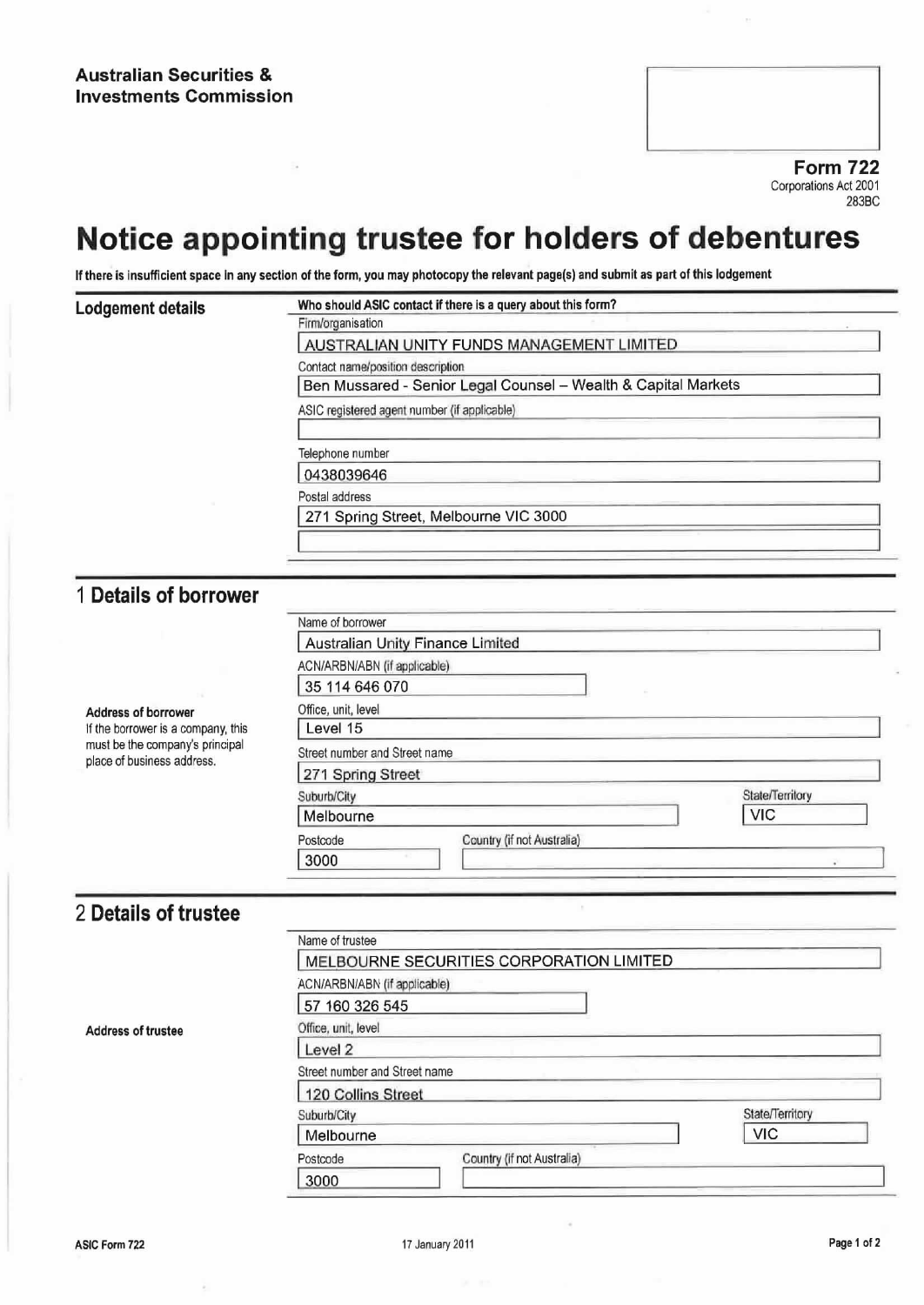**Australian Securities & Investments Commission**

**Form 722**
Corporations Act 2001
283BC

# Notice appointing trustee for holders of debentures

**If there is insufficient space in any section of the form, you may photocopy the relevant page(s) and submit as part of this lodgement**

## Lodgement details

**Who should ASIC contact if there is a query about this form?**

Firm/organisation
AUSTRALIAN UNITY FUNDS MANAGEMENT LIMITED

Contact name/position description
Ben Mussared - Senior Legal Counsel – Wealth & Capital Markets

ASIC registered agent number (if applicable)

Telephone number
0438039646

Postal address
271 Spring Street, Melbourne VIC 3000

## 1 Details of borrower

Name of borrower
Australian Unity Finance Limited

ACN/ARBN/ABN (if applicable)
35 114 646 070

**Address of borrower**
If the borrower is a company, this must be the company's principal place of business address.

Office, unit, level
Level 15

Street number and Street name
271 Spring Street

Suburb/City
Melbourne

State/Territory
VIC

Postcode
3000

Country (if not Australia)

## 2 Details of trustee

Name of trustee
MELBOURNE SECURITIES CORPORATION LIMITED

ACN/ARBN/ABN (if applicable)
57 160 326 545

**Address of trustee**

Office, unit, level
Level 2

Street number and Street name
120 Collins Street

Suburb/City
Melbourne

State/Territory
VIC

Postcode
3000

Country (if not Australia)

ASIC Form 722 17 January 2011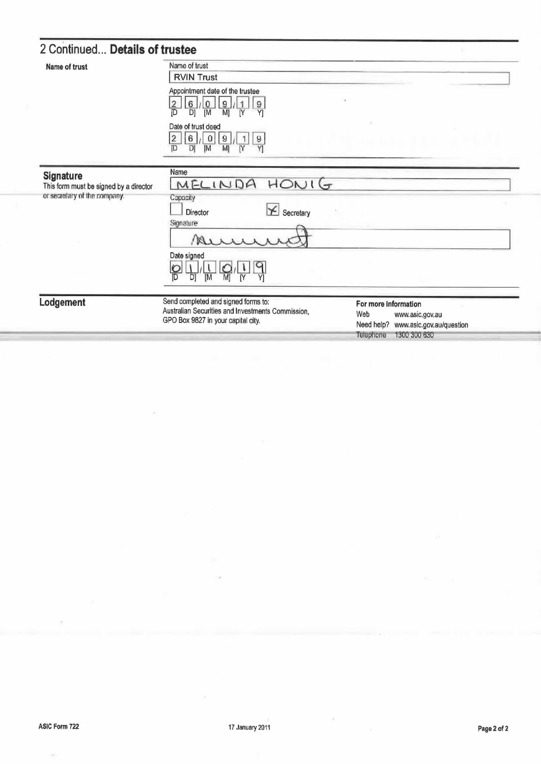## 2 Continued... Details of trustee

**Name of trust**

Name of trust

RVIN Trust

Appointment date of the trustee

26/09/19
[D D] [M M] [Y Y]

Date of trust deed

26/09/19
[D D] [M M] [Y Y]

## Signature

This form must be signed by a director or secretary of the company.

Name

MELINDA HONIG

Capacity

☐ Director ☒ Secretary

Signature

[signature]

Date signed

01/10/19
[D D] [M M] [Y Y]

## Lodgement

Send completed and signed forms to:
Australian Securities and Investments Commission,
GPO Box 9827 in your capital city.

**For more information**

Web www.asic.gov.au
Need help? www.asic.gov.au/question
Telephone 1300 300 630

ASIC Form 722 17 January 2011